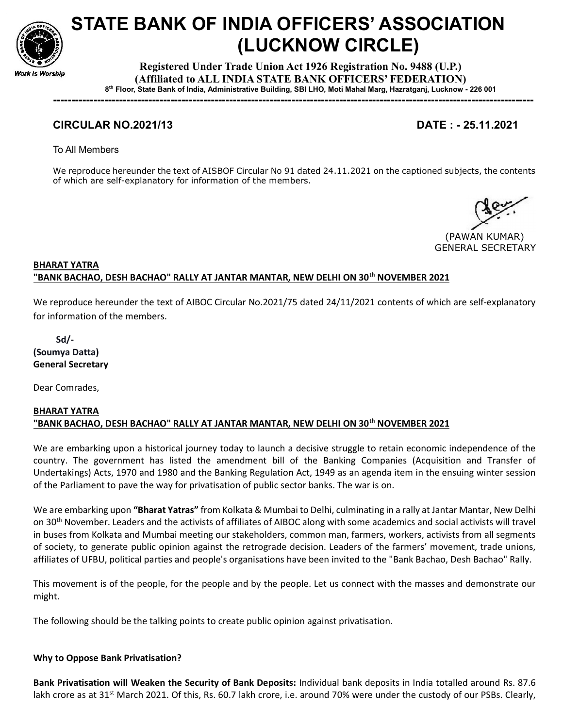# STATE BANK OF INDIA OFFICERS' ASSOCIATION (LUCKNOW CIRCLE)

*Work is Worship*

**Registered Under Trade Union Act 1926 Registration No. 9488 (U.P.)**
**(Affiliated to ALL INDIA STATE BANK OFFICERS' FEDERATION)**
**8th Floor, State Bank of India, Administrative Building, SBI LHO, Moti Mahal Marg, Hazratganj, Lucknow - 226 001**

---

**CIRCULAR NO.2021/13** **DATE : - 25.11.2021**

To All Members

We reproduce hereunder the text of AISBOF Circular No 91 dated 24.11.2021 on the captioned subjects, the contents of which are self-explanatory for information of the members.

(PAWAN KUMAR)
GENERAL SECRETARY

**BHARAT YATRA**
**"BANK BACHAO, DESH BACHAO" RALLY AT JANTAR MANTAR, NEW DELHI ON 30th NOVEMBER 2021**

We reproduce hereunder the text of AIBOC Circular No.2021/75 dated 24/11/2021 contents of which are self-explanatory for information of the members.

**Sd/-**
**(Soumya Datta)**
**General Secretary**

Dear Comrades,

**BHARAT YATRA**
**"BANK BACHAO, DESH BACHAO" RALLY AT JANTAR MANTAR, NEW DELHI ON 30th NOVEMBER 2021**

We are embarking upon a historical journey today to launch a decisive struggle to retain economic independence of the country. The government has listed the amendment bill of the Banking Companies (Acquisition and Transfer of Undertakings) Acts, 1970 and 1980 and the Banking Regulation Act, 1949 as an agenda item in the ensuing winter session of the Parliament to pave the way for privatisation of public sector banks. The war is on.

We are embarking upon **"Bharat Yatras"** from Kolkata & Mumbai to Delhi, culminating in a rally at Jantar Mantar, New Delhi on 30th November. Leaders and the activists of affiliates of AIBOC along with some academics and social activists will travel in buses from Kolkata and Mumbai meeting our stakeholders, common man, farmers, workers, activists from all segments of society, to generate public opinion against the retrograde decision. Leaders of the farmers' movement, trade unions, affiliates of UFBU, political parties and people's organisations have been invited to the "Bank Bachao, Desh Bachao" Rally.

This movement is of the people, for the people and by the people. Let us connect with the masses and demonstrate our might.

The following should be the talking points to create public opinion against privatisation.

**Why to Oppose Bank Privatisation?**

**Bank Privatisation will Weaken the Security of Bank Deposits:** Individual bank deposits in India totalled around Rs. 87.6 lakh crore as at 31st March 2021. Of this, Rs. 60.7 lakh crore, i.e. around 70% were under the custody of our PSBs. Clearly,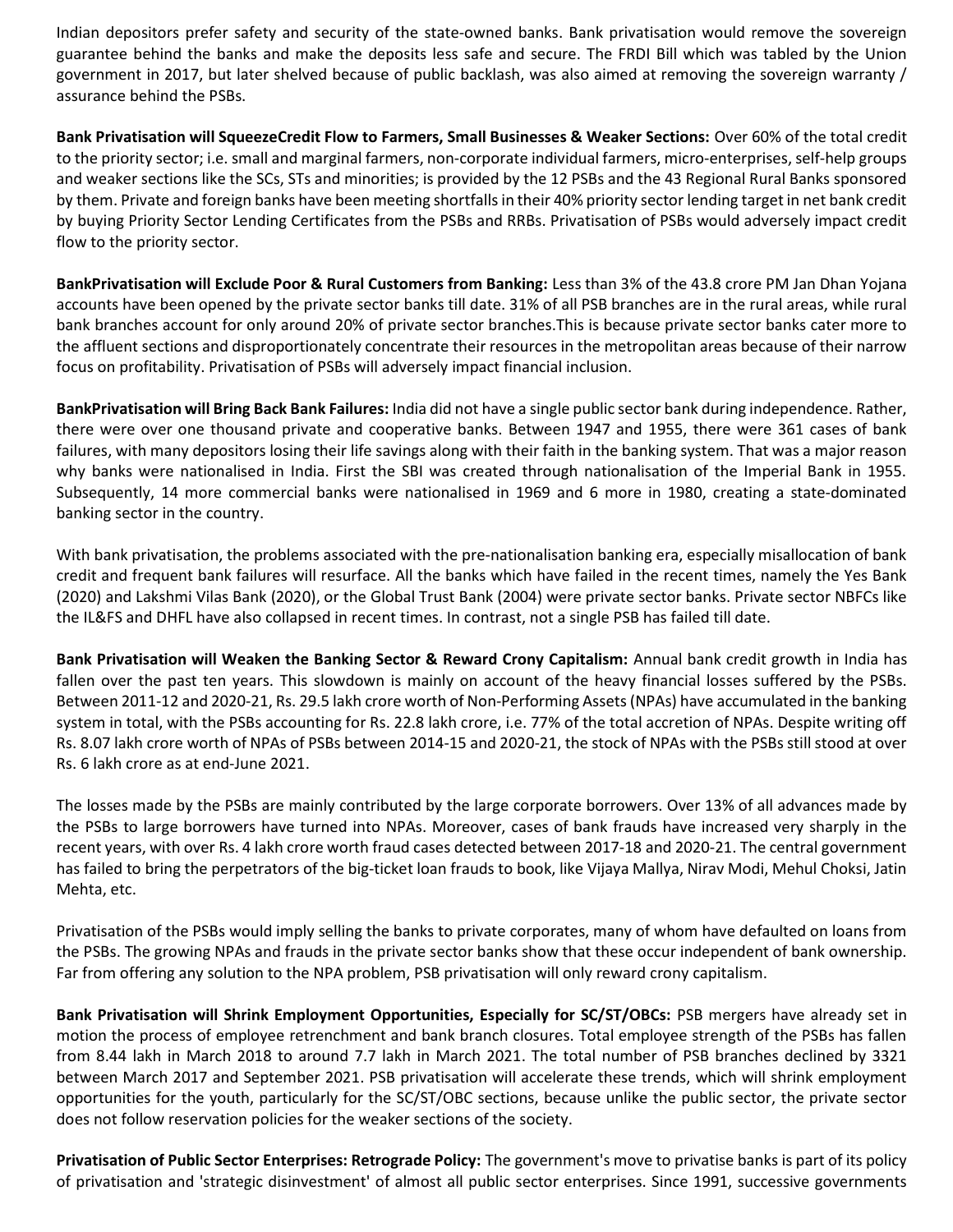Indian depositors prefer safety and security of the state-owned banks. Bank privatisation would remove the sovereign guarantee behind the banks and make the deposits less safe and secure. The FRDI Bill which was tabled by the Union government in 2017, but later shelved because of public backlash, was also aimed at removing the sovereign warranty / assurance behind the PSBs.

**Bank Privatisation will SqueezeCredit Flow to Farmers, Small Businesses & Weaker Sections:** Over 60% of the total credit to the priority sector; i.e. small and marginal farmers, non-corporate individual farmers, micro-enterprises, self-help groups and weaker sections like the SCs, STs and minorities; is provided by the 12 PSBs and the 43 Regional Rural Banks sponsored by them. Private and foreign banks have been meeting shortfalls in their 40% priority sector lending target in net bank credit by buying Priority Sector Lending Certificates from the PSBs and RRBs. Privatisation of PSBs would adversely impact credit flow to the priority sector.

**BankPrivatisation will Exclude Poor & Rural Customers from Banking:** Less than 3% of the 43.8 crore PM Jan Dhan Yojana accounts have been opened by the private sector banks till date. 31% of all PSB branches are in the rural areas, while rural bank branches account for only around 20% of private sector branches.This is because private sector banks cater more to the affluent sections and disproportionately concentrate their resources in the metropolitan areas because of their narrow focus on profitability. Privatisation of PSBs will adversely impact financial inclusion.

**BankPrivatisation will Bring Back Bank Failures:** India did not have a single public sector bank during independence. Rather, there were over one thousand private and cooperative banks. Between 1947 and 1955, there were 361 cases of bank failures, with many depositors losing their life savings along with their faith in the banking system. That was a major reason why banks were nationalised in India. First the SBI was created through nationalisation of the Imperial Bank in 1955. Subsequently, 14 more commercial banks were nationalised in 1969 and 6 more in 1980, creating a state-dominated banking sector in the country.

With bank privatisation, the problems associated with the pre-nationalisation banking era, especially misallocation of bank credit and frequent bank failures will resurface. All the banks which have failed in the recent times, namely the Yes Bank (2020) and Lakshmi Vilas Bank (2020), or the Global Trust Bank (2004) were private sector banks. Private sector NBFCs like the IL&FS and DHFL have also collapsed in recent times. In contrast, not a single PSB has failed till date.

**Bank Privatisation will Weaken the Banking Sector & Reward Crony Capitalism:** Annual bank credit growth in India has fallen over the past ten years. This slowdown is mainly on account of the heavy financial losses suffered by the PSBs. Between 2011-12 and 2020-21, Rs. 29.5 lakh crore worth of Non-Performing Assets (NPAs) have accumulated in the banking system in total, with the PSBs accounting for Rs. 22.8 lakh crore, i.e. 77% of the total accretion of NPAs. Despite writing off Rs. 8.07 lakh crore worth of NPAs of PSBs between 2014-15 and 2020-21, the stock of NPAs with the PSBs still stood at over Rs. 6 lakh crore as at end-June 2021.

The losses made by the PSBs are mainly contributed by the large corporate borrowers. Over 13% of all advances made by the PSBs to large borrowers have turned into NPAs. Moreover, cases of bank frauds have increased very sharply in the recent years, with over Rs. 4 lakh crore worth fraud cases detected between 2017-18 and 2020-21. The central government has failed to bring the perpetrators of the big-ticket loan frauds to book, like Vijaya Mallya, Nirav Modi, Mehul Choksi, Jatin Mehta, etc.

Privatisation of the PSBs would imply selling the banks to private corporates, many of whom have defaulted on loans from the PSBs. The growing NPAs and frauds in the private sector banks show that these occur independent of bank ownership. Far from offering any solution to the NPA problem, PSB privatisation will only reward crony capitalism.

**Bank Privatisation will Shrink Employment Opportunities, Especially for SC/ST/OBCs:** PSB mergers have already set in motion the process of employee retrenchment and bank branch closures. Total employee strength of the PSBs has fallen from 8.44 lakh in March 2018 to around 7.7 lakh in March 2021. The total number of PSB branches declined by 3321 between March 2017 and September 2021. PSB privatisation will accelerate these trends, which will shrink employment opportunities for the youth, particularly for the SC/ST/OBC sections, because unlike the public sector, the private sector does not follow reservation policies for the weaker sections of the society.

**Privatisation of Public Sector Enterprises: Retrograde Policy:** The government's move to privatise banks is part of its policy of privatisation and 'strategic disinvestment' of almost all public sector enterprises. Since 1991, successive governments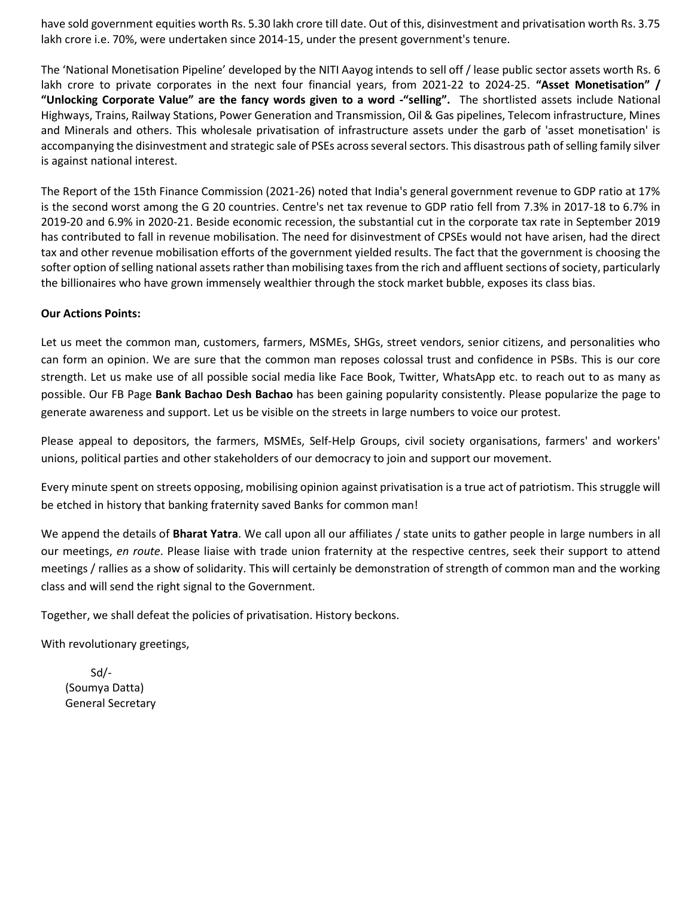have sold government equities worth Rs. 5.30 lakh crore till date. Out of this, disinvestment and privatisation worth Rs. 3.75 lakh crore i.e. 70%, were undertaken since 2014-15, under the present government's tenure.

The 'National Monetisation Pipeline' developed by the NITI Aayog intends to sell off / lease public sector assets worth Rs. 6 lakh crore to private corporates in the next four financial years, from 2021-22 to 2024-25. **"Asset Monetisation" / "Unlocking Corporate Value" are the fancy words given to a word -"selling".** The shortlisted assets include National Highways, Trains, Railway Stations, Power Generation and Transmission, Oil & Gas pipelines, Telecom infrastructure, Mines and Minerals and others. This wholesale privatisation of infrastructure assets under the garb of 'asset monetisation' is accompanying the disinvestment and strategic sale of PSEs across several sectors. This disastrous path of selling family silver is against national interest.

The Report of the 15th Finance Commission (2021-26) noted that India's general government revenue to GDP ratio at 17% is the second worst among the G 20 countries. Centre's net tax revenue to GDP ratio fell from 7.3% in 2017-18 to 6.7% in 2019-20 and 6.9% in 2020-21. Beside economic recession, the substantial cut in the corporate tax rate in September 2019 has contributed to fall in revenue mobilisation. The need for disinvestment of CPSEs would not have arisen, had the direct tax and other revenue mobilisation efforts of the government yielded results. The fact that the government is choosing the softer option of selling national assets rather than mobilising taxes from the rich and affluent sections of society, particularly the billionaires who have grown immensely wealthier through the stock market bubble, exposes its class bias.

**Our Actions Points:**

Let us meet the common man, customers, farmers, MSMEs, SHGs, street vendors, senior citizens, and personalities who can form an opinion. We are sure that the common man reposes colossal trust and confidence in PSBs. This is our core strength. Let us make use of all possible social media like Face Book, Twitter, WhatsApp etc. to reach out to as many as possible. Our FB Page **Bank Bachao Desh Bachao** has been gaining popularity consistently. Please popularize the page to generate awareness and support. Let us be visible on the streets in large numbers to voice our protest.

Please appeal to depositors, the farmers, MSMEs, Self-Help Groups, civil society organisations, farmers' and workers' unions, political parties and other stakeholders of our democracy to join and support our movement.

Every minute spent on streets opposing, mobilising opinion against privatisation is a true act of patriotism. This struggle will be etched in history that banking fraternity saved Banks for common man!

We append the details of **Bharat Yatra**. We call upon all our affiliates / state units to gather people in large numbers in all our meetings, *en route*. Please liaise with trade union fraternity at the respective centres, seek their support to attend meetings / rallies as a show of solidarity. This will certainly be demonstration of strength of common man and the working class and will send the right signal to the Government.

Together, we shall defeat the policies of privatisation. History beckons.

With revolutionary greetings,

Sd/-
(Soumya Datta)
General Secretary